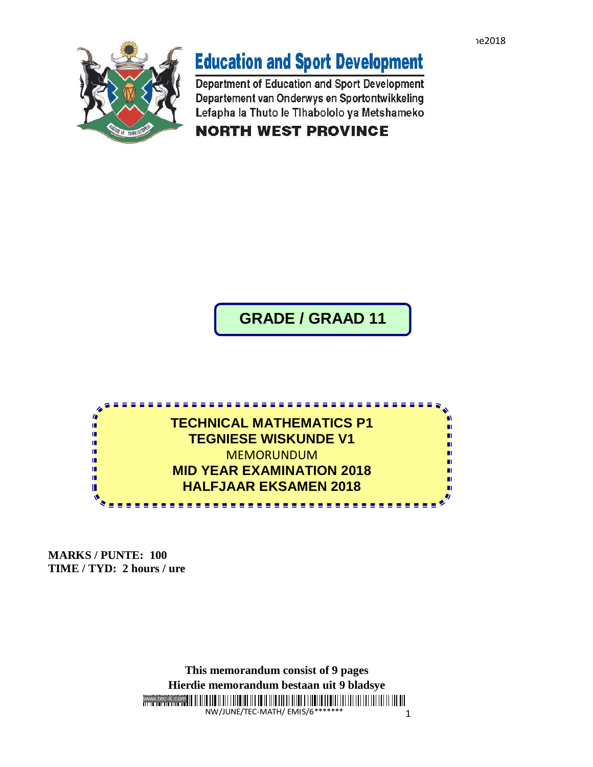# Education and Sport Development

Department of Education and Sport Development
Departement van Onderwys en Sportontwikkeling
Lefapha la Thuto le Tlhabololo ya Metshameko

**NORTH WEST PROVINCE**

## GRADE / GRAAD 11

## TECHNICAL MATHEMATICS P1
## TEGNIESE WISKUNDE V1

MEMORUNDUM

## MID YEAR EXAMINATION 2018
## HALFJAAR EKSAMEN 2018

**MARKS / PUNTE: 100**
**TIME / TYD: 2 hours / ure**

**This memorandum consist of 9 pages**
**Hierdie memorandum bestaan uit 9 bladsye**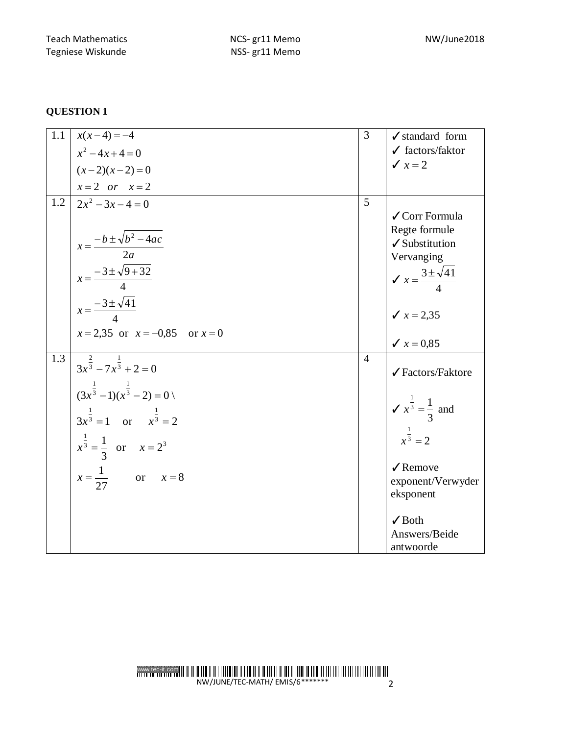## QUESTION 1

| | | | |
|---|---|---|---|
| 1.1 | $x(x-4)=-4$<br>$x^2-4x+4=0$<br>$(x-2)(x-2)=0$<br>$x=2 \quad or \quad x=2$ | 3 | ✓standard form<br>✓ factors/faktor<br>✓ $x=2$ |
| 1.2 | $2x^2-3x-4=0$<br>$x=\frac{-b\pm\sqrt{b^2-4ac}}{2a}$<br>$x=\frac{-3\pm\sqrt{9+32}}{4}$<br>$x=\frac{-3\pm\sqrt{41}}{4}$<br>$x=2{,}35$ or $x=-0{,}85$ or $x=0$ | 5 | ✓Corr Formula Regte formule<br>✓Substitution Vervanging<br>✓ $x=\frac{3\pm\sqrt{41}}{4}$<br>✓ $x=2{,}35$<br>✓ $x=0{,}85$ |
| 1.3 | $3x^{\frac{2}{3}}-7x^{\frac{1}{3}}+2=0$<br>$(3x^{\frac{1}{3}}-1)(x^{\frac{1}{3}}-2)=0$ \<br>$3x^{\frac{1}{3}}=1$ or $x^{\frac{1}{3}}=2$<br>$x^{\frac{1}{3}}=\frac{1}{3}$ or $x=2^3$<br>$x=\frac{1}{27}$ or $x=8$ | 4 | ✓Factors/Faktore<br>✓ $x^{\frac{1}{3}}=\frac{1}{3}$ and $x^{\frac{1}{3}}=2$<br>✓Remove exponent/Verwyder eksponent<br>✓Both Answers/Beide antwoorde |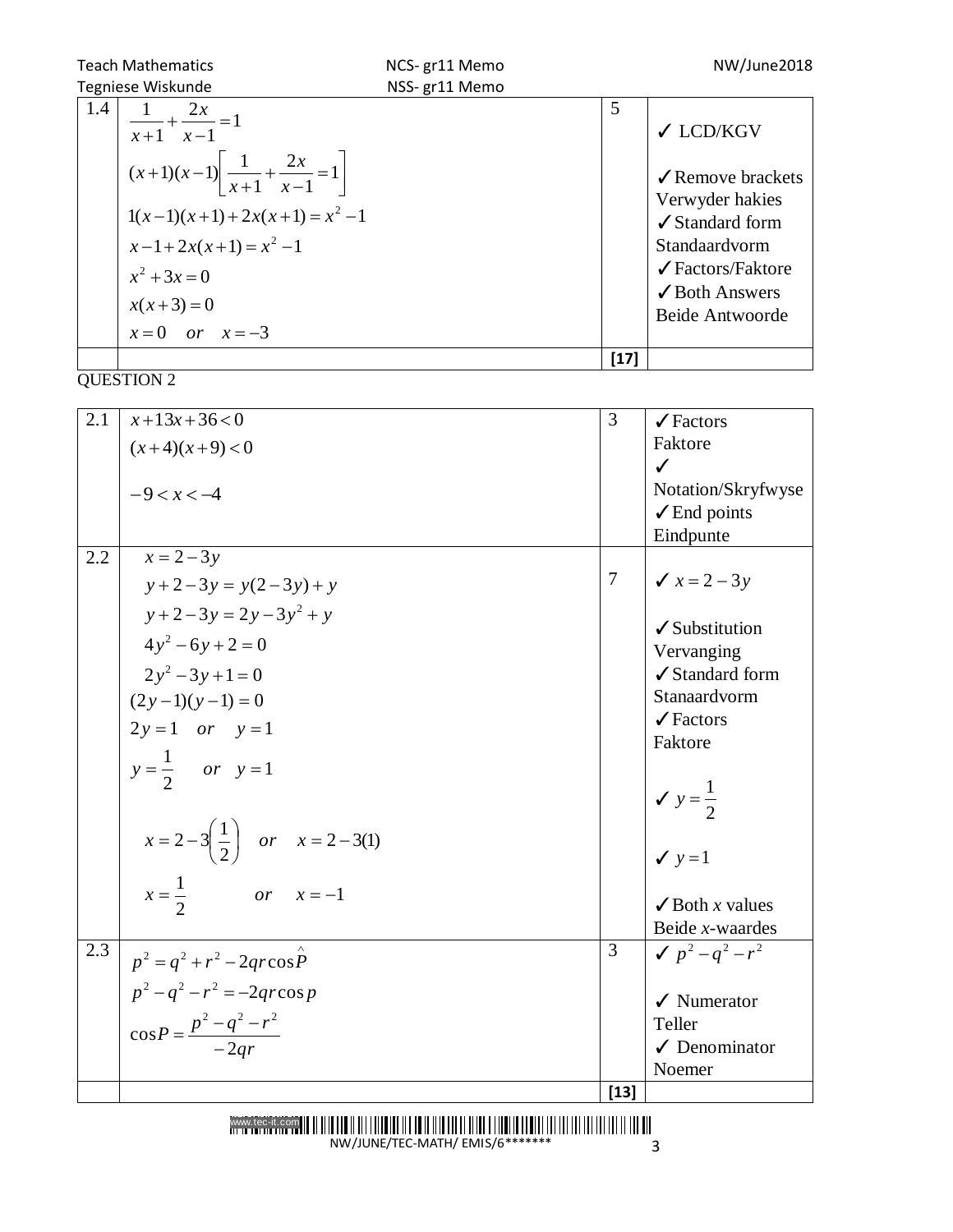| 1.4 | $\frac{1}{x+1}+\frac{2x}{x-1}=1$<br>$(x+1)(x-1)\left[\frac{1}{x+1}+\frac{2x}{x-1}=1\right]$<br>$1(x-1)(x+1)+2x(x+1)=x^2-1$<br>$x-1+2x(x+1)=x^2-1$<br>$x^2+3x=0$<br>$x(x+3)=0$<br>$x=0 \quad or \quad x=-3$ | 5 | ✓ LCD/KGV<br>✓Remove brackets Verwyder hakies<br>✓Standard form Standaardvorm<br>✓Factors/Faktore<br>✓Both Answers Beide Antwoorde |
|---|---|---|---|
| | | **[17]** | |

QUESTION 2

| 2.1 | $x+13x+36<0$<br>$(x+4)(x+9)<0$<br>$-9<x<-4$ | 3 | ✓Factors Faktore<br>✓ Notation/Skryfwyse<br>✓End points Eindpunte |
|---|---|---|---|
| 2.2 | $x=2-3y$<br>$y+2-3y=y(2-3y)+y$<br>$y+2-3y=2y-3y^2+y$<br>$4y^2-6y+2=0$<br>$2y^2-3y+1=0$<br>$(2y-1)(y-1)=0$<br>$2y=1 \quad or \quad y=1$<br>$y=\frac{1}{2} \quad or \quad y=1$<br>$x=2-3\left(\frac{1}{2}\right) \quad or \quad x=2-3(1)$<br>$x=\frac{1}{2} \quad or \quad x=-1$ | 7 | ✓ $x=2-3y$<br>✓Substitution Vervanging<br>✓Standard form Stanaardvorm<br>✓Factors Faktore<br>✓ $y=\frac{1}{2}$<br>✓ $y=1$<br>✓Both $x$ values Beide $x$-waardes |
| 2.3 | $p^2=q^2+r^2-2qr\cos\hat{P}$<br>$p^2-q^2-r^2=-2qr\cos p$<br>$\cos P=\frac{p^2-q^2-r^2}{-2qr}$ | 3 | ✓ $p^2-q^2-r^2$<br>✓ Numerator Teller<br>✓ Denominator Noemer |
| | | **[13]** | |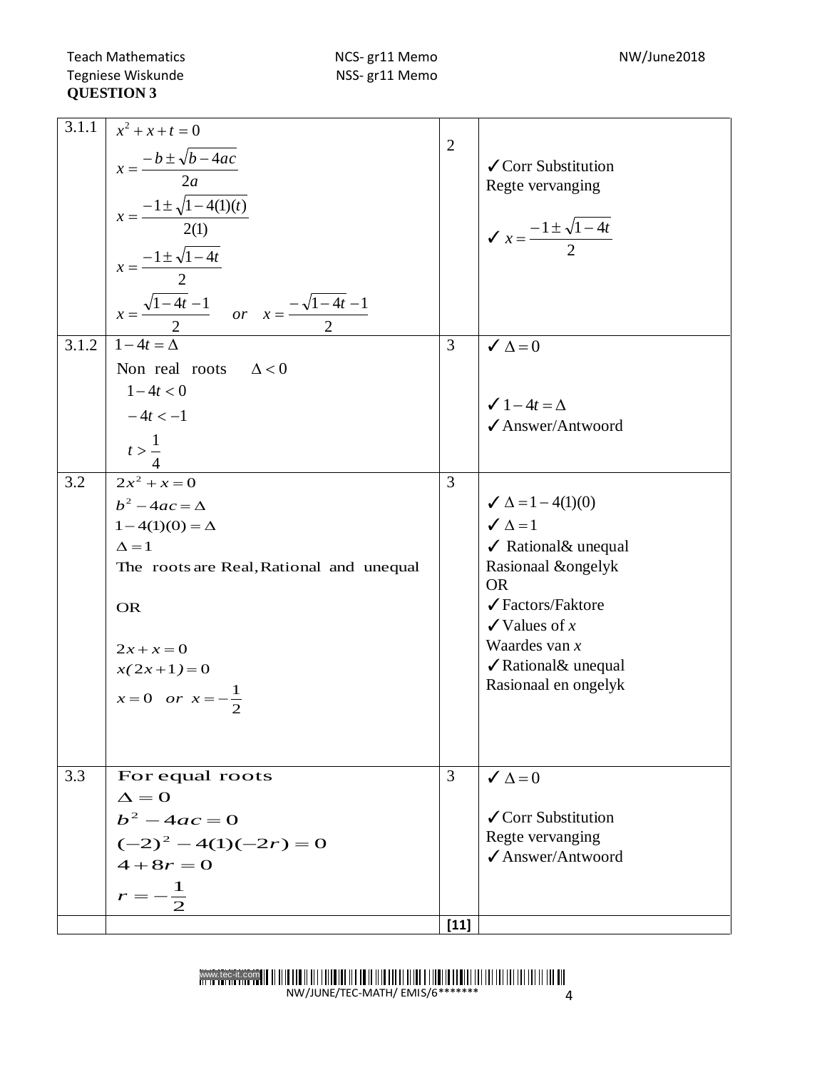**QUESTION 3**

| | | | |
|---|---|---|---|
| 3.1.1 | $x^2 + x + t = 0$<br>$x = \dfrac{-b \pm \sqrt{b - 4ac}}{2a}$<br>$x = \dfrac{-1 \pm \sqrt{1 - 4(1)(t)}}{2(1)}$<br>$x = \dfrac{-1 \pm \sqrt{1-4t}}{2}$<br>$x = \dfrac{\sqrt{1-4t} - 1}{2}$ or $x = \dfrac{-\sqrt{1-4t} - 1}{2}$ | 2 | ✓Corr Substitution<br>Regte vervanging<br>✓ $x = \dfrac{-1 \pm \sqrt{1-4t}}{2}$ |
| 3.1.2 | $1 - 4t = \Delta$<br>Non real roots $\Delta < 0$<br>$1 - 4t < 0$<br>$-4t < -1$<br>$t > \dfrac{1}{4}$ | 3 | ✓ $\Delta = 0$<br>✓ $1 - 4t = \Delta$<br>✓Answer/Antwoord |
| 3.2 | $2x^2 + x = 0$<br>$b^2 - 4ac = \Delta$<br>$1 - 4(1)(0) = \Delta$<br>$\Delta = 1$<br>The roots are Real, Rational and unequal<br><br>OR<br><br>$2x + x = 0$<br>$x(2x+1) = 0$<br>$x = 0$ or $x = -\dfrac{1}{2}$ | 3 | ✓ $\Delta = 1 - 4(1)(0)$<br>✓ $\Delta = 1$<br>✓ Rational& unequal<br>Rasionaal &ongelyk<br>OR<br>✓Factors/Faktore<br>✓Values of $x$<br>Waardes van $x$<br>✓Rational& unequal<br>Rasionaal en ongelyk |
| 3.3 | For equal roots<br>$\Delta = 0$<br>$b^2 - 4ac = 0$<br>$(-2)^2 - 4(1)(-2r) = 0$<br>$4 + 8r = 0$<br>$r = -\dfrac{1}{2}$ | 3 | ✓ $\Delta = 0$<br>✓Corr Substitution<br>Regte vervanging<br>✓Answer/Antwoord |
| | | **[11]** | |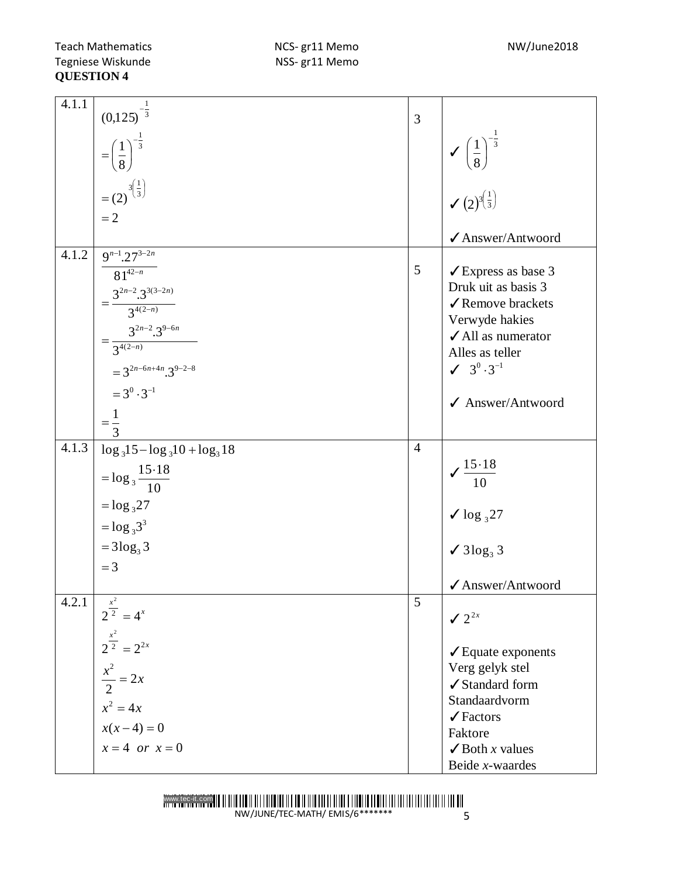**QUESTION 4**

| | | | |
|---|---|---|---|
| 4.1.1 | $(0{,}125)^{-\frac{1}{3}}$ <br> $=\left(\frac{1}{8}\right)^{-\frac{1}{3}}$ <br> $=(2)^{3\left(\frac{1}{3}\right)}$ <br> $=2$ | 3 | ✓ $\left(\frac{1}{8}\right)^{-\frac{1}{3}}$ <br> ✓ $(2)^{3\left(\frac{1}{3}\right)}$ <br> ✓Answer/Antwoord |
| 4.1.2 | $\frac{9^{n-1}.27^{3-2n}}{81^{42-n}}$ <br> $=\frac{3^{2n-2}.3^{3(3-2n)}}{3^{4(2-n)}}$ <br> $=\frac{3^{2n-2}.3^{9-6n}}{3^{4(2-n)}}$ <br> $=3^{2n-6n+4n}.3^{9-2-8}$ <br> $=3^{0}\cdot 3^{-1}$ <br> $=\frac{1}{3}$ | 5 | ✓Express as base 3 Druk uit as basis 3 <br> ✓Remove brackets Verwyde hakies <br> ✓All as numerator Alles as teller <br> ✓ $3^{0}\cdot 3^{-1}$ <br> ✓ Answer/Antwoord |
| 4.1.3 | $\log_{3}15-\log_{3}10+\log_{3}18$ <br> $=\log_{3}\frac{15\cdot 18}{10}$ <br> $=\log_{3}27$ <br> $=\log_{3}3^{3}$ <br> $=3\log_{3}3$ <br> $=3$ | 4 | ✓ $\frac{15\cdot 18}{10}$ <br> ✓ $\log_{3}27$ <br> ✓ $3\log_{3}3$ <br> ✓Answer/Antwoord |
| 4.2.1 | $2^{\frac{x^2}{2}}=4^{x}$ <br> $2^{\frac{x^2}{2}}=2^{2x}$ <br> $\frac{x^2}{2}=2x$ <br> $x^2=4x$ <br> $x(x-4)=0$ <br> $x=4\ \ or\ \ x=0$ | 5 | ✓ $2^{2x}$ <br> ✓Equate exponents Verg gelyk stel <br> ✓Standard form Standaardvorm <br> ✓Factors Faktore <br> ✓Both $x$ values Beide $x$-waardes |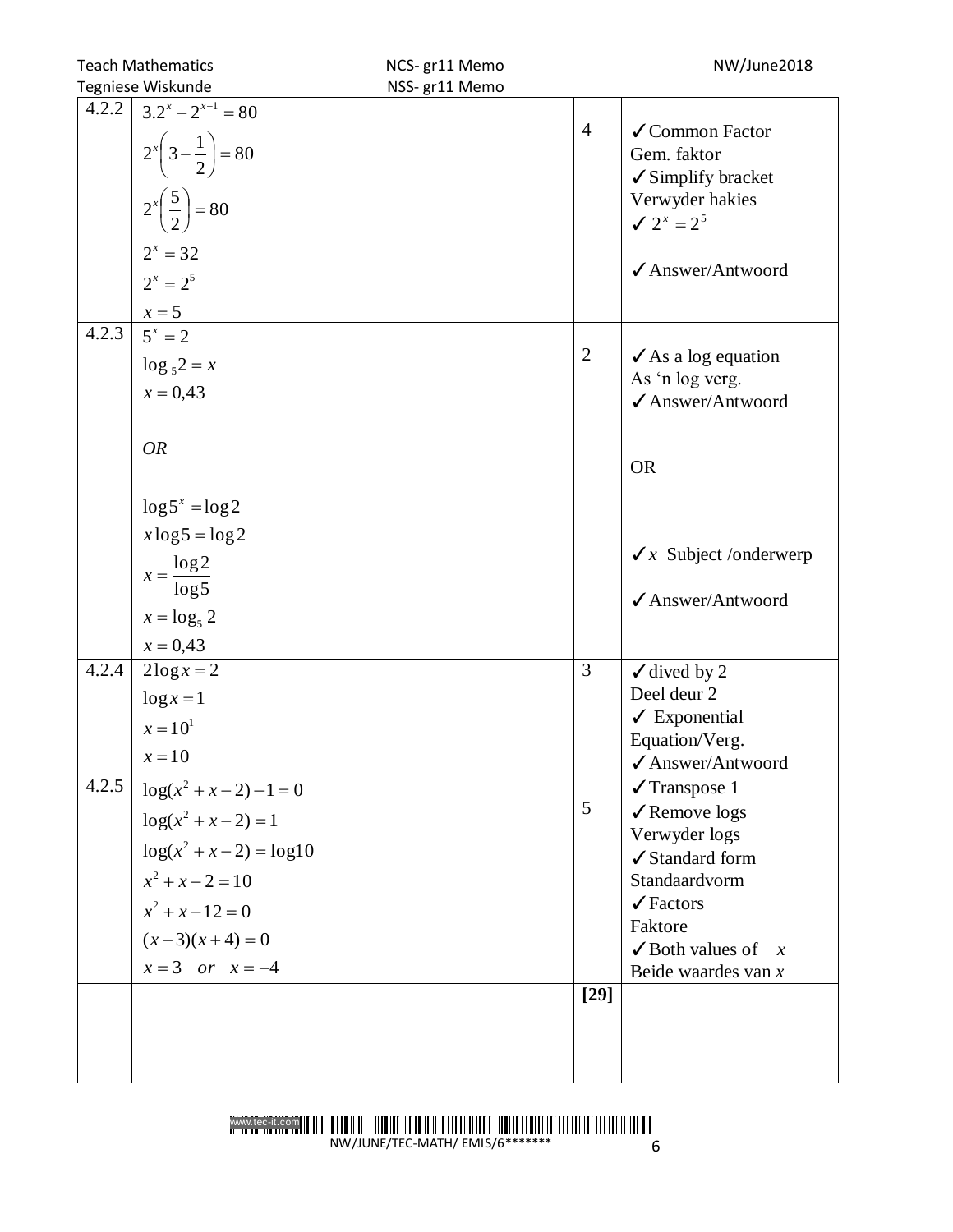| | | | |
|---|---|---|---|
| 4.2.2 | $3.2^x - 2^{x-1} = 80$<br>$2^x\left(3 - \frac{1}{2}\right) = 80$<br>$2^x\left(\frac{5}{2}\right) = 80$<br>$2^x = 32$<br>$2^x = 2^5$<br>$x = 5$ | 4 | ✓Common Factor Gem. faktor<br>✓Simplify bracket Verwyder hakies<br>✓ $2^x = 2^5$<br>✓Answer/Antwoord |
| 4.2.3 | $5^x = 2$<br>$\log_5 2 = x$<br>$x = 0{,}43$<br><br>*OR*<br><br>$\log 5^x = \log 2$<br>$x \log 5 = \log 2$<br>$x = \frac{\log 2}{\log 5}$<br>$x = \log_5 2$<br>$x = 0{,}43$ | 2 | ✓As a log equation As 'n log verg.<br>✓Answer/Antwoord<br><br>OR<br><br>✓$x$ Subject /onderwerp<br>✓Answer/Antwoord |
| 4.2.4 | $2\log x = 2$<br>$\log x = 1$<br>$x = 10^1$<br>$x = 10$ | 3 | ✓dived by 2 Deel deur 2<br>✓ Exponential Equation/Verg.<br>✓Answer/Antwoord |
| 4.2.5 | $\log(x^2 + x - 2) - 1 = 0$<br>$\log(x^2 + x - 2) = 1$<br>$\log(x^2 + x - 2) = \log 10$<br>$x^2 + x - 2 = 10$<br>$x^2 + x - 12 = 0$<br>$(x-3)(x+4) = 0$<br>$x = 3 \quad or \quad x = -4$ | 5 | ✓Transpose 1<br>✓Remove logs Verwyder logs<br>✓Standard form Standaardvorm<br>✓Factors Faktore<br>✓Both values of $x$ Beide waardes van $x$ |
| | | **[29]** | |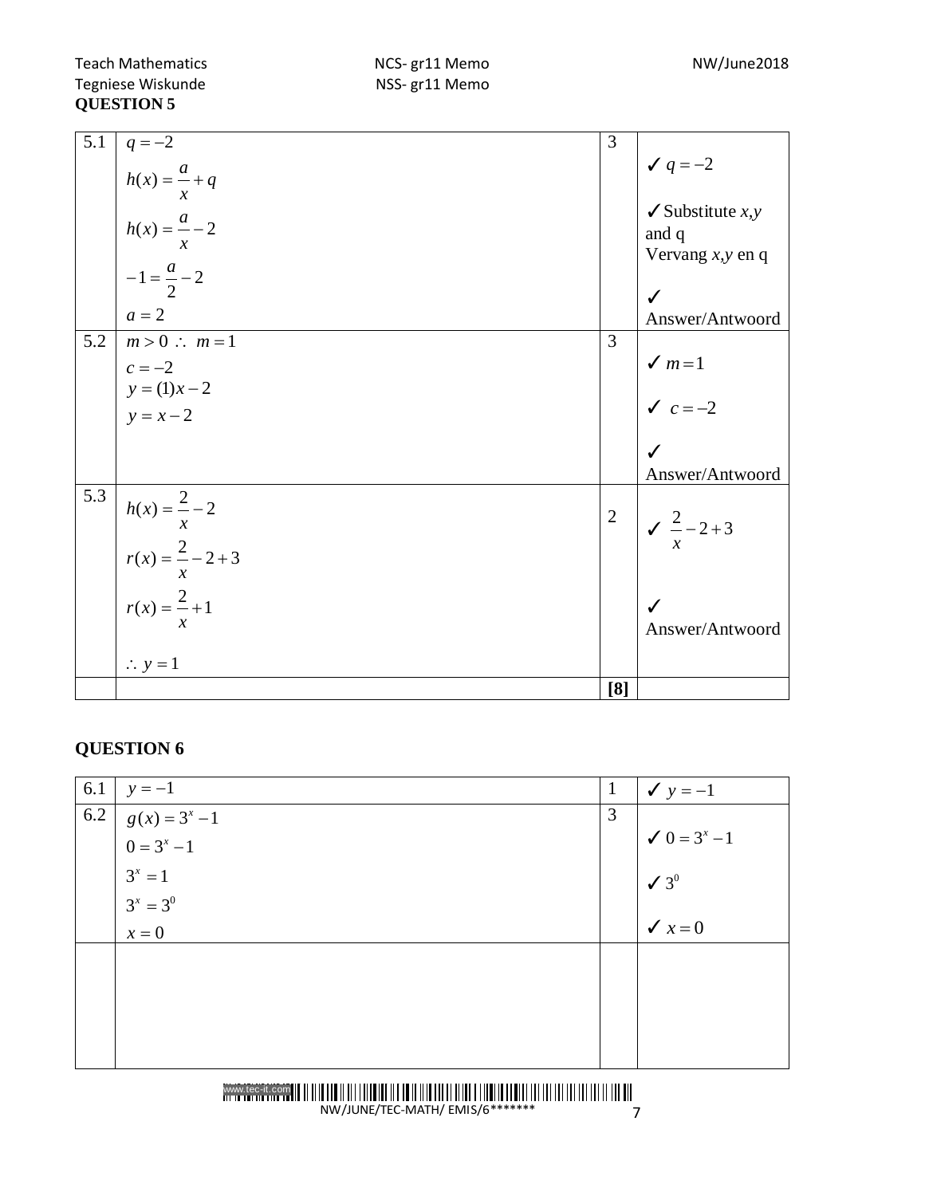**QUESTION 5**

| | | | |
|---|---|---|---|
| 5.1 | $q=-2$ <br> $h(x)=\frac{a}{x}+q$ <br> $h(x)=\frac{a}{x}-2$ <br> $-1=\frac{a}{2}-2$ <br> $a=2$ | 3 | ✓ $q=-2$ <br> ✓ Substitute $x$,$y$ and q <br> Vervang $x$,$y$ en q <br> ✓ Answer/Antwoord |
| 5.2 | $m>0 \therefore\ m=1$ <br> $c=-2$ <br> $y=(1)x-2$ <br> $y=x-2$ | 3 | ✓ $m=1$ <br> ✓ $c=-2$ <br> ✓ Answer/Antwoord |
| 5.3 | $h(x)=\frac{2}{x}-2$ <br> $r(x)=\frac{2}{x}-2+3$ <br> $r(x)=\frac{2}{x}+1$ <br> $\therefore\ y=1$ | 2 | ✓ $\frac{2}{x}-2+3$ <br> ✓ Answer/Antwoord |
| | | **[8]** | |

**QUESTION 6**

| | | | |
|---|---|---|---|
| 6.1 | $y=-1$ | 1 | ✓ $y=-1$ |
| 6.2 | $g(x)=3^x-1$ <br> $0=3^x-1$ <br> $3^x=1$ <br> $3^x=3^0$ <br> $x=0$ | 3 | ✓ $0=3^x-1$ <br> ✓ $3^0$ <br> ✓ $x=0$ |
| | | | |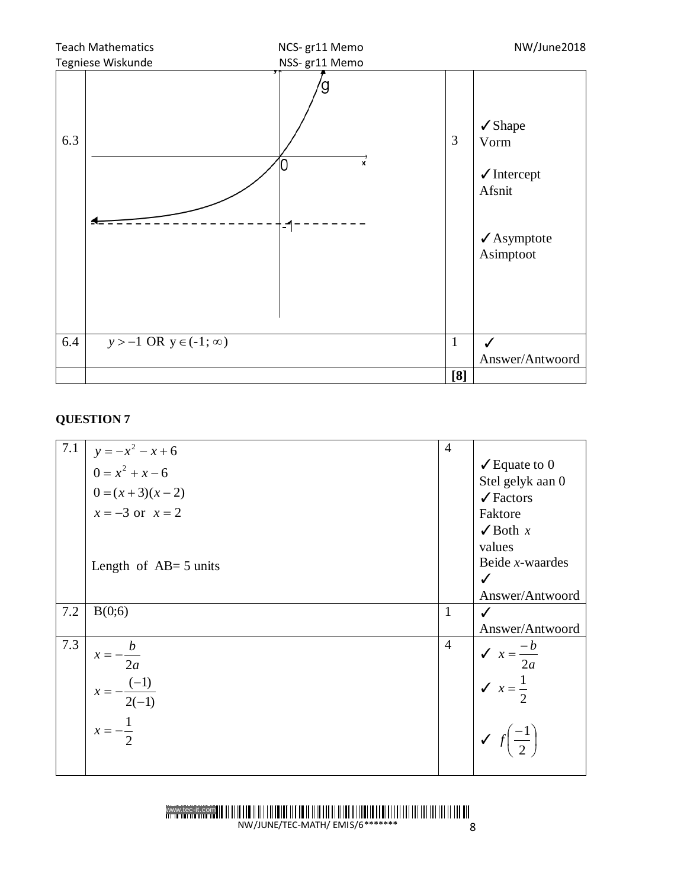| | | | |
|---|---|---|---|
| 6.3 | | 3 | ✓Shape Vorm ✓Intercept Afsnit ✓Asymptote Asimptoot |
| 6.4 | $y > -1$ OR $y \in (-1; \infty)$ | 1 | ✓ Answer/Antwoord |
| | | **[8]** | |

**QUESTION 7**

| | | | |
|---|---|---|---|
| 7.1 | $y = -x^2 - x + 6$ <br> $0 = x^2 + x - 6$ <br> $0 = (x+3)(x-2)$ <br> $x = -3$ or $x = 2$ <br><br> Length of AB= 5 units | 4 | ✓Equate to 0 Stel gelyk aan 0 <br> ✓Factors Faktore <br> ✓Both $x$ values Beide $x$-waardes <br> ✓ Answer/Antwoord |
| 7.2 | B(0;6) | 1 | ✓ Answer/Antwoord |
| 7.3 | $x = -\frac{b}{2a}$ <br> $x = -\frac{(-1)}{2(-1)}$ <br> $x = -\frac{1}{2}$ | 4 | ✓ $x = \frac{-b}{2a}$ <br> ✓ $x = \frac{1}{2}$ <br> ✓ $f\left(\frac{-1}{2}\right)$ |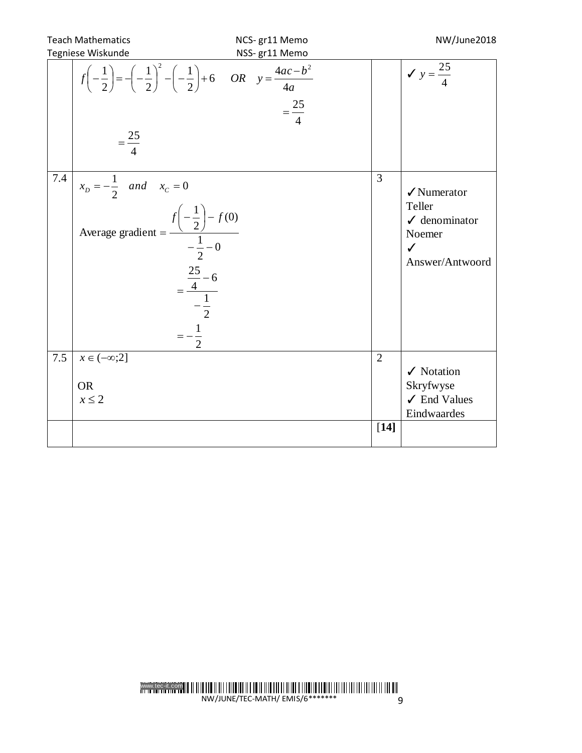| | | | |
|---|---|---|---|
| | $f\left(-\frac{1}{2}\right)=-\left(-\frac{1}{2}\right)^2-\left(-\frac{1}{2}\right)+6 \quad OR \quad y=\frac{4ac-b^2}{4a}$ <br> $=\frac{25}{4}$ <br> $=\frac{25}{4}$ | | ✓ $y=\frac{25}{4}$ |
| 7.4 | $x_D=-\frac{1}{2} \quad and \quad x_C=0$ <br> Average gradient $=\frac{f\left(-\frac{1}{2}\right)-f(0)}{-\frac{1}{2}-0}$ <br> $=\frac{\frac{25}{4}-6}{-\frac{1}{2}}$ <br> $=-\frac{1}{2}$ | 3 | ✓Numerator Teller <br> ✓ denominator Noemer <br> ✓ Answer/Antwoord |
| 7.5 | $x\in(-\infty;2]$ <br><br> OR <br> $x\leq 2$ | 2 | ✓ Notation Skryfwyse <br> ✓ End Values Eindwaardes |
| | | **[14]** | |